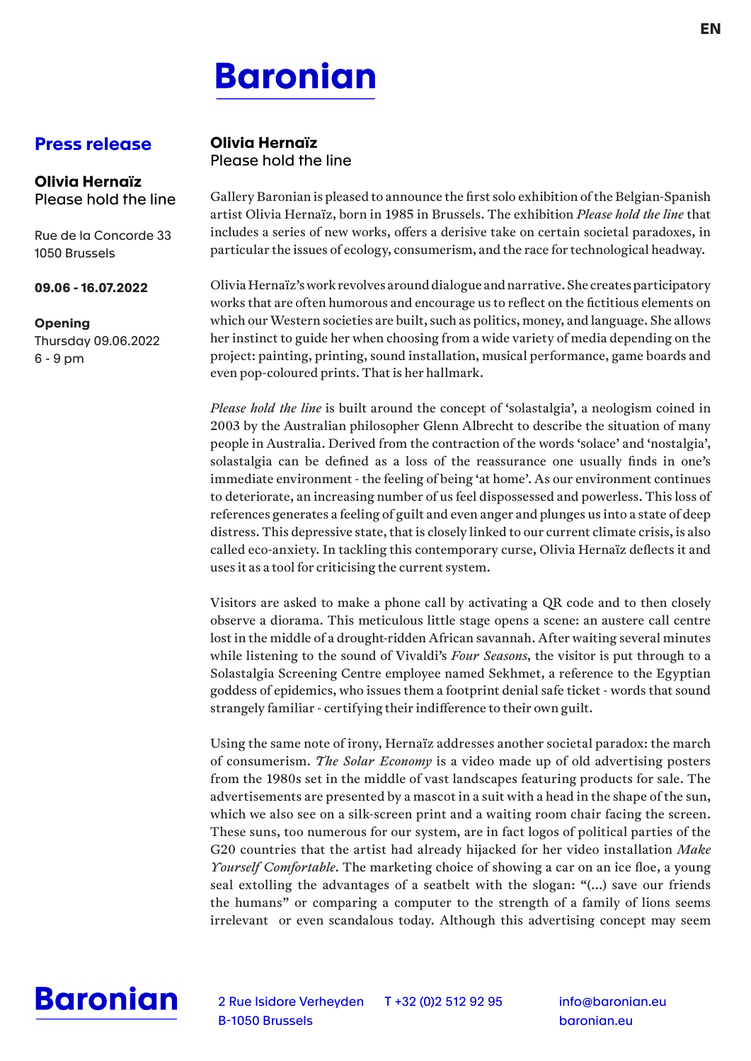# Baronian

## Press release

**Olivia Hernaïz**
Please hold the line

Rue de la Concorde 33
1050 Brussels

**09.06 - 16.07.2022**

**Opening**
Thursday 09.06.2022
6 - 9 pm

**Olivia Hernaïz**
Please hold the line

Gallery Baronian is pleased to announce the first solo exhibition of the Belgian-Spanish artist Olivia Hernaïz, born in 1985 in Brussels. The exhibition *Please hold the line* that includes a series of new works, offers a derisive take on certain societal paradoxes, in particular the issues of ecology, consumerism, and the race for technological headway.

Olivia Hernaïz's work revolves around dialogue and narrative. She creates participatory works that are often humorous and encourage us to reflect on the fictitious elements on which our Western societies are built, such as politics, money, and language. She allows her instinct to guide her when choosing from a wide variety of media depending on the project: painting, printing, sound installation, musical performance, game boards and even pop-coloured prints. That is her hallmark.

*Please hold the line* is built around the concept of 'solastalgia', a neologism coined in 2003 by the Australian philosopher Glenn Albrecht to describe the situation of many people in Australia. Derived from the contraction of the words 'solace' and 'nostalgia', solastalgia can be defined as a loss of the reassurance one usually finds in one's immediate environment - the feeling of being 'at home'. As our environment continues to deteriorate, an increasing number of us feel dispossessed and powerless. This loss of references generates a feeling of guilt and even anger and plunges us into a state of deep distress. This depressive state, that is closely linked to our current climate crisis, is also called eco-anxiety. In tackling this contemporary curse, Olivia Hernaïz deflects it and uses it as a tool for criticising the current system.

Visitors are asked to make a phone call by activating a QR code and to then closely observe a diorama. This meticulous little stage opens a scene: an austere call centre lost in the middle of a drought-ridden African savannah. After waiting several minutes while listening to the sound of Vivaldi's *Four Seasons*, the visitor is put through to a Solastalgia Screening Centre employee named Sekhmet, a reference to the Egyptian goddess of epidemics, who issues them a footprint denial safe ticket - words that sound strangely familiar - certifying their indifference to their own guilt.

Using the same note of irony, Hernaïz addresses another societal paradox: the march of consumerism. *The Solar Economy* is a video made up of old advertising posters from the 1980s set in the middle of vast landscapes featuring products for sale. The advertisements are presented by a mascot in a suit with a head in the shape of the sun, which we also see on a silk-screen print and a waiting room chair facing the screen. These suns, too numerous for our system, are in fact logos of political parties of the G20 countries that the artist had already hijacked for her video installation *Make Yourself Comfortable*. The marketing choice of showing a car on an ice floe, a young seal extolling the advantages of a seatbelt with the slogan: "(...) save our friends the humans" or comparing a computer to the strength of a family of lions seems irrelevant or even scandalous today. Although this advertising concept may seem

Baronian
2 Rue Isidore Verheyden
B-1050 Brussels
T +32 (0)2 512 92 95
info@baronian.eu
baronian.eu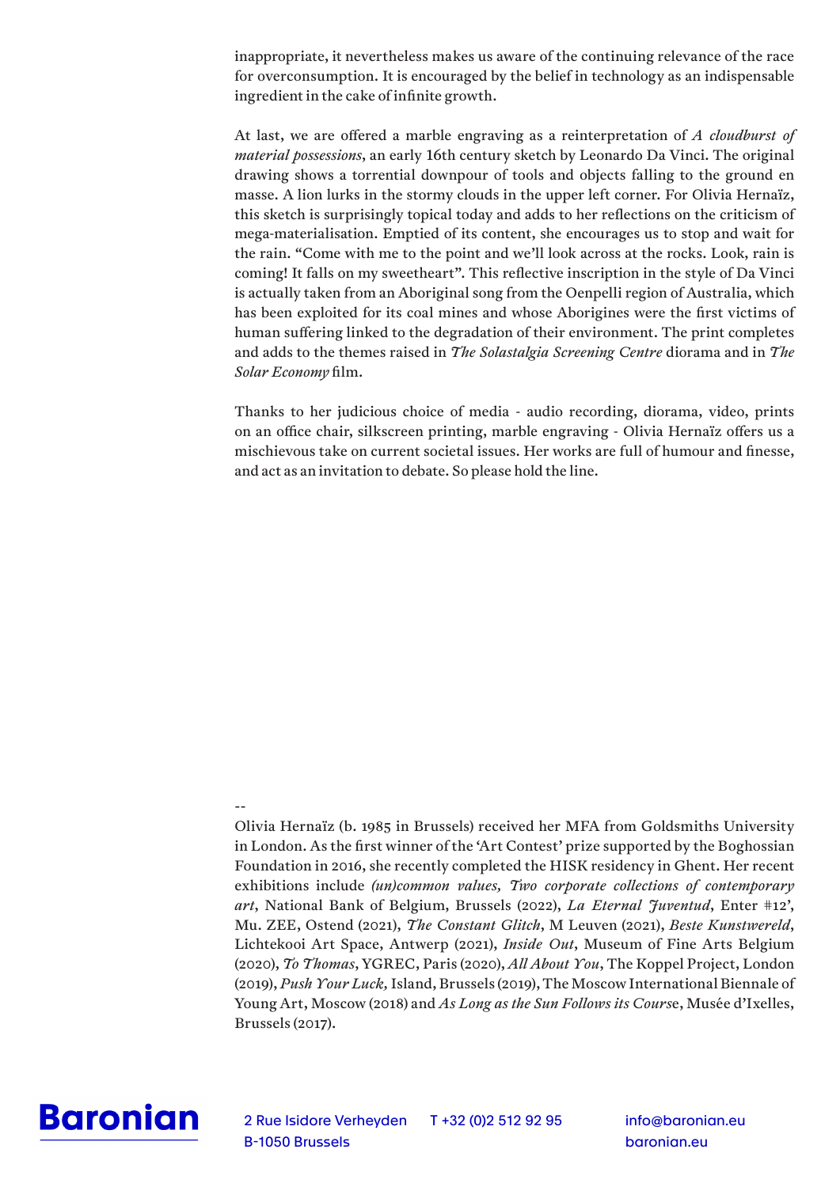inappropriate, it nevertheless makes us aware of the continuing relevance of the race for overconsumption. It is encouraged by the belief in technology as an indispensable ingredient in the cake of infinite growth.

At last, we are offered a marble engraving as a reinterpretation of *A cloudburst of material possessions*, an early 16th century sketch by Leonardo Da Vinci. The original drawing shows a torrential downpour of tools and objects falling to the ground en masse. A lion lurks in the stormy clouds in the upper left corner. For Olivia Hernaïz, this sketch is surprisingly topical today and adds to her reflections on the criticism of mega-materialisation. Emptied of its content, she encourages us to stop and wait for the rain. "Come with me to the point and we'll look across at the rocks. Look, rain is coming! It falls on my sweetheart". This reflective inscription in the style of Da Vinci is actually taken from an Aboriginal song from the Oenpelli region of Australia, which has been exploited for its coal mines and whose Aborigines were the first victims of human suffering linked to the degradation of their environment. The print completes and adds to the themes raised in *The Solastalgia Screening Centre* diorama and in *The Solar Economy* film.

Thanks to her judicious choice of media - audio recording, diorama, video, prints on an office chair, silkscreen printing, marble engraving - Olivia Hernaïz offers us a mischievous take on current societal issues. Her works are full of humour and finesse, and act as an invitation to debate. So please hold the line.

--

Olivia Hernaïz (b. 1985 in Brussels) received her MFA from Goldsmiths University in London. As the first winner of the 'Art Contest' prize supported by the Boghossian Foundation in 2016, she recently completed the HISK residency in Ghent. Her recent exhibitions include *(un)common values, Two corporate collections of contemporary art*, National Bank of Belgium, Brussels (2022), *La Eternal Juventud*, Enter #12', Mu. ZEE, Ostend (2021), *The Constant Glitch*, M Leuven (2021), *Beste Kunstwereld*, Lichtekooi Art Space, Antwerp (2021), *Inside Out*, Museum of Fine Arts Belgium (2020), *To Thomas*, YGREC, Paris (2020), *All About You*, The Koppel Project, London (2019), *Push Your Luck,* Island, Brussels (2019), The Moscow International Biennale of Young Art, Moscow (2018) and *As Long as the Sun Follows its Cours*e, Musée d'Ixelles, Brussels (2017).

Baronian

2 Rue Isidore Verheyden
B-1050 Brussels

T +32 (0)2 512 92 95

info@baronian.eu
baronian.eu